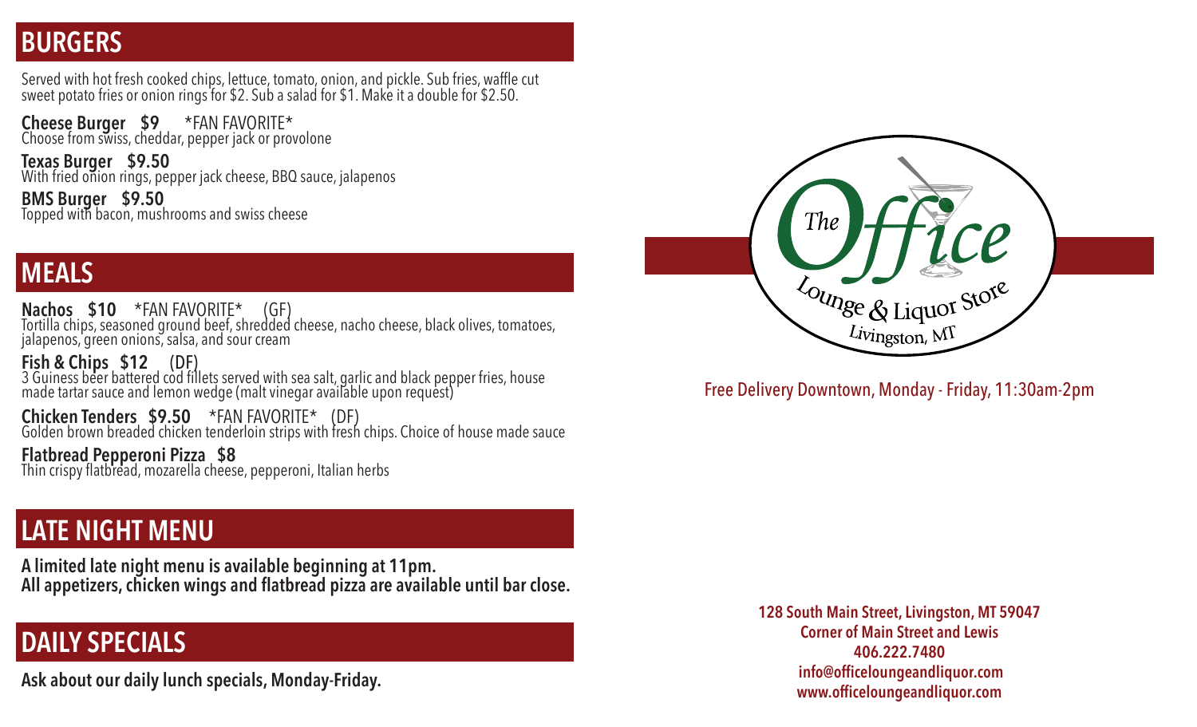## BURGERS

Served with hot fresh cooked chips, lettuce, tomato, onion, and pickle. Sub fries, waffle cut sweet potato fries or onion rings for $2. Sub a salad for $1. Make it a double for $2.50.

**Cheese Burger $9** *FAN FAVORITE*
Choose from swiss, cheddar, pepper jack or provolone

**Texas Burger $9.50**
With fried onion rings, pepper jack cheese, BBQ sauce, jalapenos

**BMS Burger $9.50**
Topped with bacon, mushrooms and swiss cheese

## MEALS

**Nachos $10** *FAN FAVORITE* (GF)
Tortilla chips, seasoned ground beef, shredded cheese, nacho cheese, black olives, tomatoes, jalapenos, green onions, salsa, and sour cream

**Fish & Chips $12** (DF)
3 Guiness beer battered cod fillets served with sea salt, garlic and black pepper fries, house made tartar sauce and lemon wedge (malt vinegar available upon request)

**Chicken Tenders $9.50** *FAN FAVORITE* (DF)
Golden brown breaded chicken tenderloin strips with fresh chips. Choice of house made sauce

**Flatbread Pepperoni Pizza $8**
Thin crispy flatbread, mozarella cheese, pepperoni, Italian herbs

## LATE NIGHT MENU

**A limited late night menu is available beginning at 11pm.**
**All appetizers, chicken wings and flatbread pizza are available until bar close.**

## DAILY SPECIALS

**Ask about our daily lunch specials, Monday-Friday.**

# The Office

Lounge & Liquor Store
Livingston, MT

Free Delivery Downtown, Monday - Friday, 11:30am-2pm

**128 South Main Street, Livingston, MT 59047**
**Corner of Main Street and Lewis**
**406.222.7480**
**info@officeloungeandliquor.com**
**www.officeloungeandliquor.com**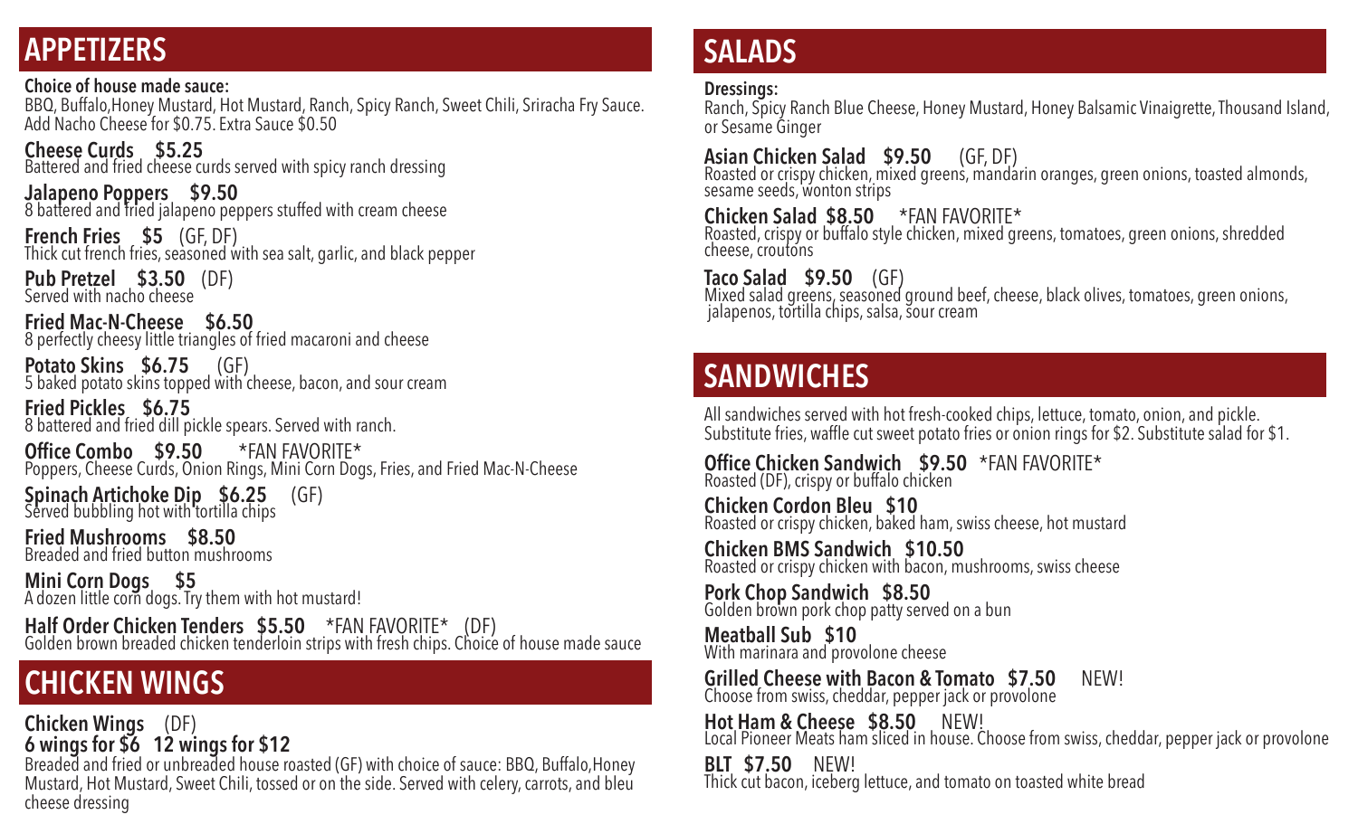## APPETIZERS

**Choice of house made sauce:**
BBQ, Buffalo,Honey Mustard, Hot Mustard, Ranch, Spicy Ranch, Sweet Chili, Sriracha Fry Sauce. Add Nacho Cheese for $0.75. Extra Sauce $0.50

**Cheese Curds $5.25**
Battered and fried cheese curds served with spicy ranch dressing

**Jalapeno Poppers $9.50**
8 battered and fried jalapeno peppers stuffed with cream cheese

**French Fries $5** (GF, DF)
Thick cut french fries, seasoned with sea salt, garlic, and black pepper

**Pub Pretzel $3.50** (DF)
Served with nacho cheese

**Fried Mac-N-Cheese $6.50**
8 perfectly cheesy little triangles of fried macaroni and cheese

**Potato Skins $6.75** (GF)
5 baked potato skins topped with cheese, bacon, and sour cream

**Fried Pickles $6.75**
8 battered and fried dill pickle spears. Served with ranch.

**Office Combo $9.50** *FAN FAVORITE*
Poppers, Cheese Curds, Onion Rings, Mini Corn Dogs, Fries, and Fried Mac-N-Cheese

**Spinach Artichoke Dip $6.25** (GF)
Served bubbling hot with tortilla chips

**Fried Mushrooms $8.50**
Breaded and fried button mushrooms

**Mini Corn Dogs $5**
A dozen little corn dogs. Try them with hot mustard!

**Half Order Chicken Tenders $5.50** *FAN FAVORITE* (DF)
Golden brown breaded chicken tenderloin strips with fresh chips. Choice of house made sauce

## CHICKEN WINGS

**Chicken Wings** (DF)
**6 wings for $6 12 wings for $12**
Breaded and fried or unbreaded house roasted (GF) with choice of sauce: BBQ, Buffalo,Honey Mustard, Hot Mustard, Sweet Chili, tossed or on the side. Served with celery, carrots, and bleu cheese dressing

## SALADS

**Dressings:**
Ranch, Spicy Ranch Blue Cheese, Honey Mustard, Honey Balsamic Vinaigrette, Thousand Island, or Sesame Ginger

**Asian Chicken Salad $9.50** (GF, DF)
Roasted or crispy chicken, mixed greens, mandarin oranges, green onions, toasted almonds, sesame seeds, wonton strips

**Chicken Salad $8.50** *FAN FAVORITE*
Roasted, crispy or buffalo style chicken, mixed greens, tomatoes, green onions, shredded cheese, croutons

**Taco Salad $9.50** (GF)
Mixed salad greens, seasoned ground beef, cheese, black olives, tomatoes, green onions, jalapenos, tortilla chips, salsa, sour cream

## SANDWICHES

All sandwiches served with hot fresh-cooked chips, lettuce, tomato, onion, and pickle. Substitute fries, waffle cut sweet potato fries or onion rings for $2. Substitute salad for $1.

**Office Chicken Sandwich $9.50** *FAN FAVORITE*
Roasted (DF), crispy or buffalo chicken

**Chicken Cordon Bleu $10**
Roasted or crispy chicken, baked ham, swiss cheese, hot mustard

**Chicken BMS Sandwich $10.50**
Roasted or crispy chicken with bacon, mushrooms, swiss cheese

**Pork Chop Sandwich $8.50**
Golden brown pork chop patty served on a bun

**Meatball Sub $10**
With marinara and provolone cheese

**Grilled Cheese with Bacon & Tomato $7.50** NEW!
Choose from swiss, cheddar, pepper jack or provolone

**Hot Ham & Cheese $8.50** NEW!
Local Pioneer Meats ham sliced in house. Choose from swiss, cheddar, pepper jack or provolone

**BLT $7.50** NEW!
Thick cut bacon, iceberg lettuce, and tomato on toasted white bread